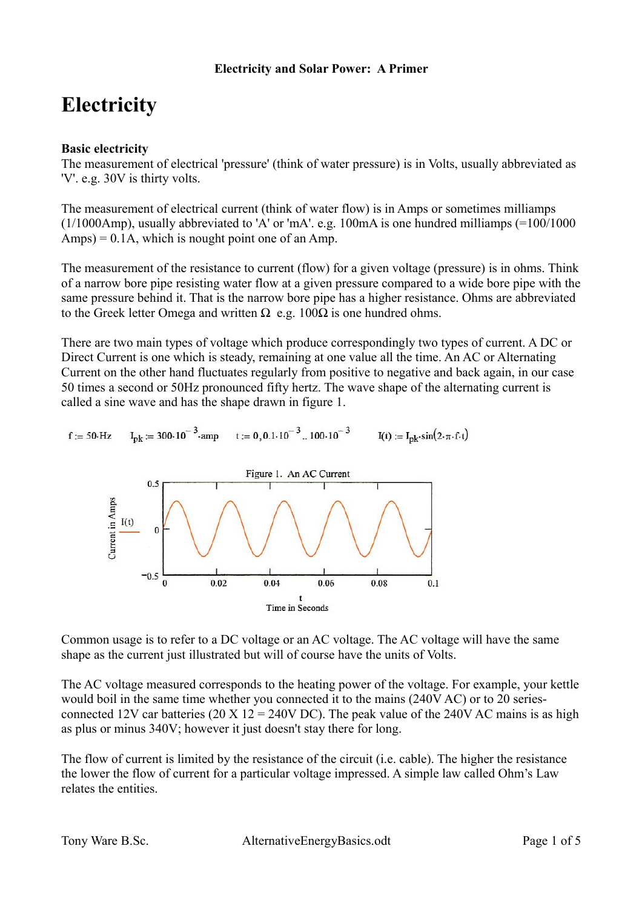**Electricity and Solar Power: A Primer**

# Electricity

### Basic electricity

The measurement of electrical 'pressure' (think of water pressure) is in Volts, usually abbreviated as 'V'. e.g. 30V is thirty volts.

The measurement of electrical current (think of water flow) is in Amps or sometimes milliamps (1/1000Amp), usually abbreviated to 'A' or 'mA'. e.g. 100mA is one hundred milliamps (=100/1000 Amps) = 0.1A, which is nought point one of an Amp.

The measurement of the resistance to current (flow) for a given voltage (pressure) is in ohms. Think of a narrow bore pipe resisting water flow at a given pressure compared to a wide bore pipe with the same pressure behind it. That is the narrow bore pipe has a higher resistance. Ohms are abbreviated to the Greek letter Omega and written Ω e.g. 100Ω is one hundred ohms.

There are two main types of voltage which produce correspondingly two types of current. A DC or Direct Current is one which is steady, remaining at one value all the time. An AC or Alternating Current on the other hand fluctuates regularly from positive to negative and back again, in our case 50 times a second or 50Hz pronounced fifty hertz. The wave shape of the alternating current is called a sine wave and has the shape drawn in figure 1.

$f := 50 \cdot Hz \qquad I_{pk} := 300 \cdot 10^{-3} \cdot amp \qquad t := 0, 0.1 \cdot 10^{-3} .. 100 \cdot 10^{-3} \qquad I(t) := I_{pk} \cdot \sin(2 \cdot \pi \cdot f \cdot t)$

Figure 1. An AC Current

Common usage is to refer to a DC voltage or an AC voltage. The AC voltage will have the same shape as the current just illustrated but will of course have the units of Volts.

The AC voltage measured corresponds to the heating power of the voltage. For example, your kettle would boil in the same time whether you connected it to the mains (240V AC) or to 20 series-connected 12V car batteries (20 X 12 = 240V DC). The peak value of the 240V AC mains is as high as plus or minus 340V; however it just doesn't stay there for long.

The flow of current is limited by the resistance of the circuit (i.e. cable). The higher the resistance the lower the flow of current for a particular voltage impressed. A simple law called Ohm's Law relates the entities.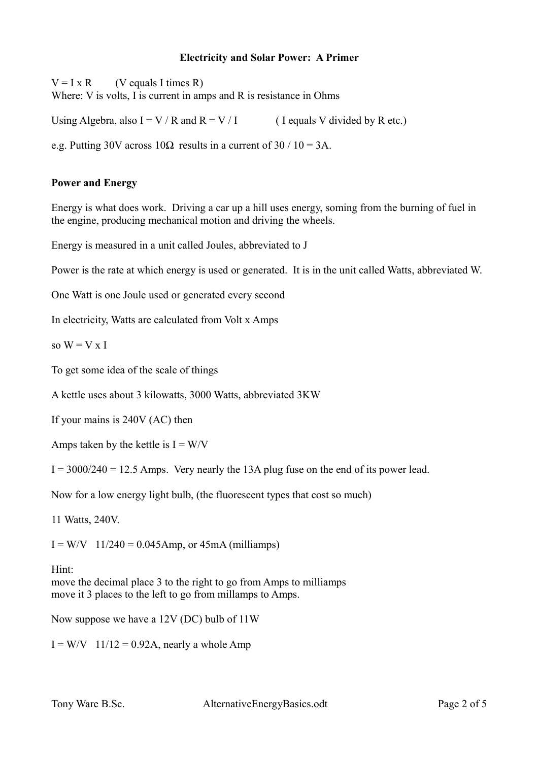**Electricity and Solar Power: A Primer**

$V = I \times R$ (V equals I times R)
Where: V is volts, I is current in amps and R is resistance in Ohms

Using Algebra, also $I = V / R$ and $R = V / I$ ( I equals V divided by R etc.)

e.g. Putting 30V across 10Ω results in a current of $30 / 10 = 3$A.

**Power and Energy**

Energy is what does work. Driving a car up a hill uses energy, soming from the burning of fuel in the engine, producing mechanical motion and driving the wheels.

Energy is measured in a unit called Joules, abbreviated to J

Power is the rate at which energy is used or generated. It is in the unit called Watts, abbreviated W.

One Watt is one Joule used or generated every second

In electricity, Watts are calculated from Volt x Amps

so $W = V \times I$

To get some idea of the scale of things

A kettle uses about 3 kilowatts, 3000 Watts, abbreviated 3KW

If your mains is 240V (AC) then

Amps taken by the kettle is $I = W/V$

$I = 3000/240 = 12.5$ Amps. Very nearly the 13A plug fuse on the end of its power lead.

Now for a low energy light bulb, (the fluorescent types that cost so much)

11 Watts, 240V.

$I = W/V$ $11/240 = 0.045$Amp, or 45mA (milliamps)

Hint:
move the decimal place 3 to the right to go from Amps to milliamps
move it 3 places to the left to go from millamps to Amps.

Now suppose we have a 12V (DC) bulb of 11W

$I = W/V$ $11/12 = 0.92$A, nearly a whole Amp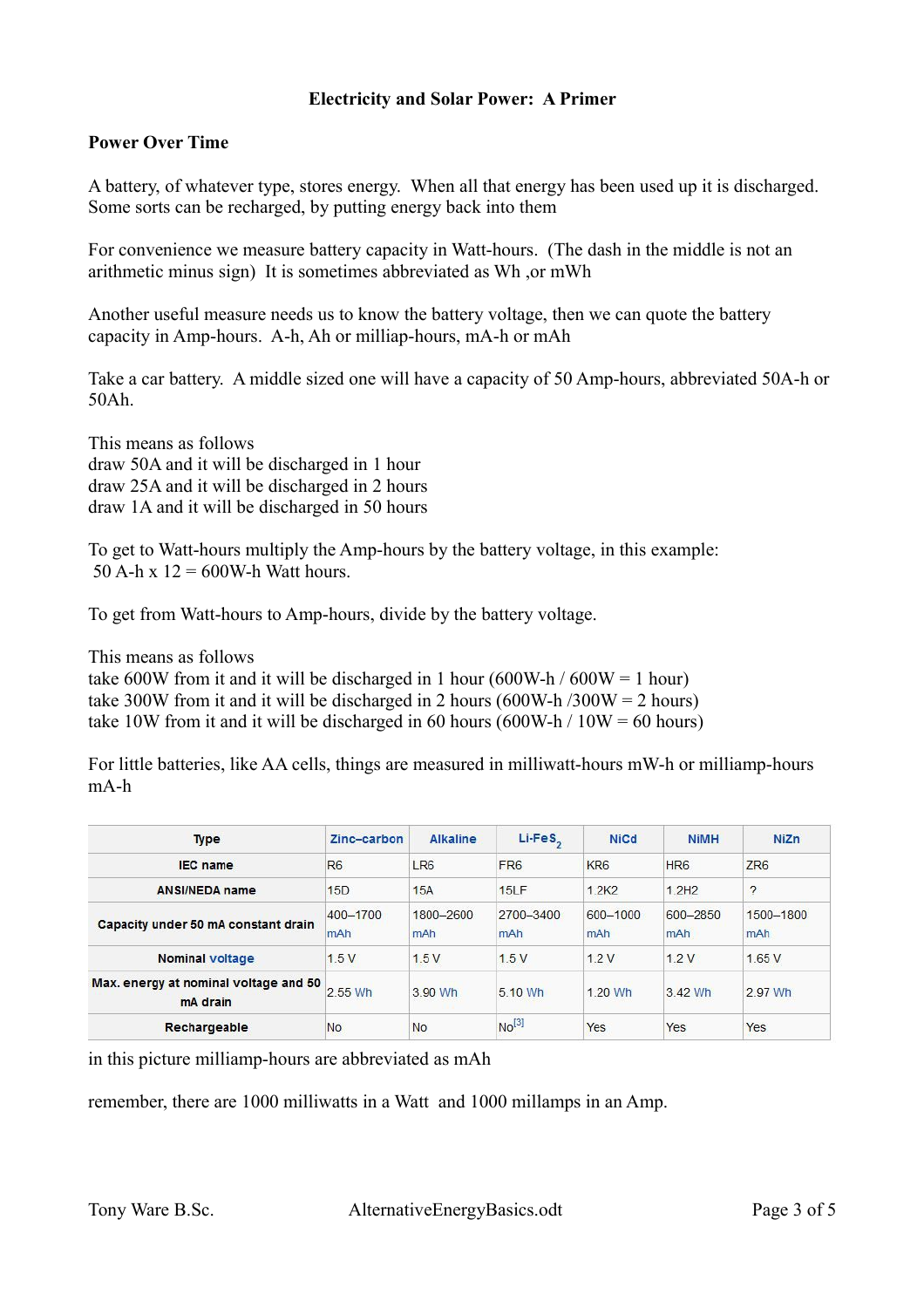**Electricity and Solar Power: A Primer**

## Power Over Time

A battery, of whatever type, stores energy. When all that energy has been used up it is discharged. Some sorts can be recharged, by putting energy back into them

For convenience we measure battery capacity in Watt-hours. (The dash in the middle is not an arithmetic minus sign) It is sometimes abbreviated as Wh ,or mWh

Another useful measure needs us to know the battery voltage, then we can quote the battery capacity in Amp-hours. A-h, Ah or milliap-hours, mA-h or mAh

Take a car battery. A middle sized one will have a capacity of 50 Amp-hours, abbreviated 50A-h or 50Ah.

This means as follows
draw 50A and it will be discharged in 1 hour
draw 25A and it will be discharged in 2 hours
draw 1A and it will be discharged in 50 hours

To get to Watt-hours multiply the Amp-hours by the battery voltage, in this example:
50 A-h x 12 = 600W-h Watt hours.

To get from Watt-hours to Amp-hours, divide by the battery voltage.

This means as follows
take 600W from it and it will be discharged in 1 hour (600W-h / 600W = 1 hour)
take 300W from it and it will be discharged in 2 hours (600W-h /300W = 2 hours)
take 10W from it and it will be discharged in 60 hours (600W-h / 10W = 60 hours)

For little batteries, like AA cells, things are measured in milliwatt-hours mW-h or milliamp-hours mA-h

| Type | Zinc–carbon | Alkaline | Li-$FeS_2$ | NiCd | NiMH | NiZn |
|---|---|---|---|---|---|---|
| IEC name | R6 | LR6 | FR6 | KR6 | HR6 | ZR6 |
| ANSI/NEDA name | 15D | 15A | 15LF | 1.2K2 | 1.2H2 | ? |
| Capacity under 50 mA constant drain | 400–1700 mAh | 1800–2600 mAh | 2700–3400 mAh | 600–1000 mAh | 600–2850 mAh | 1500–1800 mAh |
| Nominal voltage | 1.5 V | 1.5 V | 1.5 V | 1.2 V | 1.2 V | 1.65 V |
| Max. energy at nominal voltage and 50 mA drain | 2.55 Wh | 3.90 Wh | 5.10 Wh | 1.20 Wh | 3.42 Wh | 2.97 Wh |
| Rechargeable | No | No | No[3] | Yes | Yes | Yes |

in this picture milliamp-hours are abbreviated as mAh

remember, there are 1000 milliwatts in a Watt and 1000 millamps in an Amp.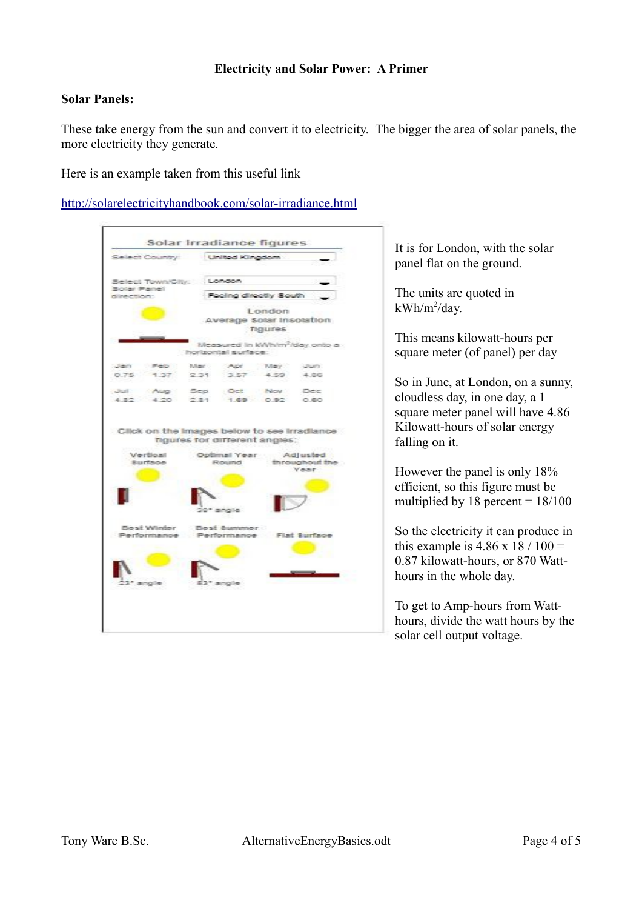**Electricity and Solar Power: A Primer**

**Solar Panels:**

These take energy from the sun and convert it to electricity. The bigger the area of solar panels, the more electricity they generate.

Here is an example taken from this useful link

http://solarelectricityhandbook.com/solar-irradiance.html

Solar Irradiance figures

Select Country: United Kingdom

Select Town/City: London

Solar Panel direction: Facing directly South

London Average Solar Insolation figures

Measured in $kWh/m^2/day$ onto a horizontal surface:

| Jan | Feb | Mar | Apr | May | Jun |
|---|---|---|---|---|---|
| 0.75 | 1.37 | 2.31 | 3.57 | 4.59 | 4.86 |
| **Jul** | **Aug** | **Sep** | **Oct** | **Nov** | **Dec** |
| 4.82 | 4.20 | 2.81 | 1.69 | 0.92 | 0.60 |

Click on the images below to see irradiance figures for different angles:

Vertical Surface

Optimal Year Round — 38° angle

Adjusted throughout the Year

Best Winter Performance — 23° angle

Best Summer Performance — 53° angle

Flat Surface

It is for London, with the solar panel flat on the ground.

The units are quoted in $kWh/m^2/day$.

This means kilowatt-hours per square meter (of panel) per day

So in June, at London, on a sunny, cloudless day, in one day, a 1 square meter panel will have 4.86 Kilowatt-hours of solar energy falling on it.

However the panel is only 18% efficient, so this figure must be multiplied by 18 percent = 18/100

So the electricity it can produce in this example is 4.86 x 18 / 100 = 0.87 kilowatt-hours, or 870 Watt-hours in the whole day.

To get to Amp-hours from Watt-hours, divide the watt hours by the solar cell output voltage.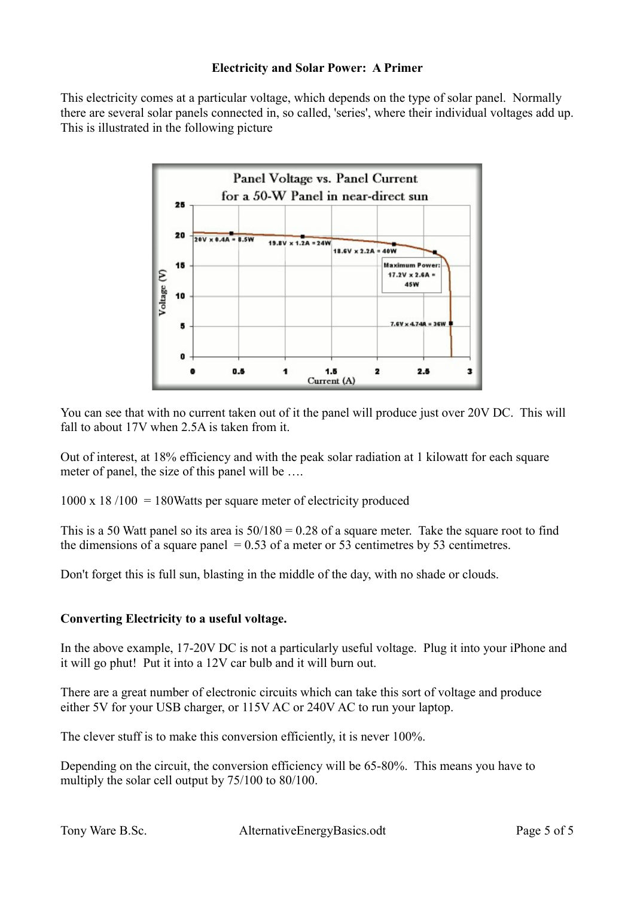**Electricity and Solar Power: A Primer**

This electricity comes at a particular voltage, which depends on the type of solar panel. Normally there are several solar panels connected in, so called, 'series', where their individual voltages add up. This is illustrated in the following picture

Panel Voltage vs. Panel Current
for a 50-W Panel in near-direct sun

Voltage (V)

Current (A)

25
20
15
10
5
0

0
0.5
1
1.5
2
2.5
3

20V x 0.4A = 8.5W
19.8V x 1.2A = 24W
18.6V x 2.2A = 40W
Maximum Power: 17.2V x 2.6A = 45W
7.6V x 4.74A = 36W

You can see that with no current taken out of it the panel will produce just over 20V DC. This will fall to about 17V when 2.5A is taken from it.

Out of interest, at 18% efficiency and with the peak solar radiation at 1 kilowatt for each square meter of panel, the size of this panel will be ….

1000 x 18 /100 = 180Watts per square meter of electricity produced

This is a 50 Watt panel so its area is 50/180 = 0.28 of a square meter. Take the square root to find the dimensions of a square panel = 0.53 of a meter or 53 centimetres by 53 centimetres.

Don't forget this is full sun, blasting in the middle of the day, with no shade or clouds.

**Converting Electricity to a useful voltage.**

In the above example, 17-20V DC is not a particularly useful voltage. Plug it into your iPhone and it will go phut! Put it into a 12V car bulb and it will burn out.

There are a great number of electronic circuits which can take this sort of voltage and produce either 5V for your USB charger, or 115V AC or 240V AC to run your laptop.

The clever stuff is to make this conversion efficiently, it is never 100%.

Depending on the circuit, the conversion efficiency will be 65-80%. This means you have to multiply the solar cell output by 75/100 to 80/100.